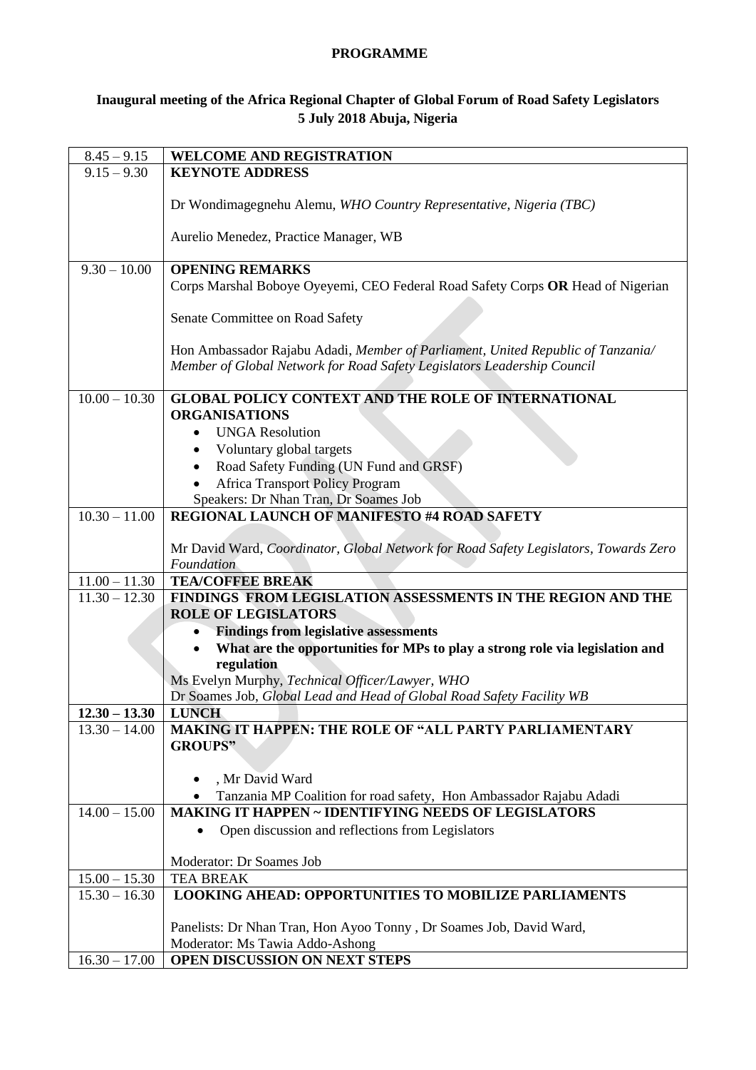**PROGRAMME**

**Inaugural meeting of the Africa Regional Chapter of Global Forum of Road Safety Legislators**
**5 July 2018 Abuja, Nigeria**

| Time | Session |
|---|---|
| 8.45 – 9.15 | **WELCOME AND REGISTRATION** |
| 9.15 – 9.30 | **KEYNOTE ADDRESS**<br><br>Dr Wondimagegnehu Alemu, *WHO Country Representative, Nigeria (TBC)*<br><br>Aurelio Menedez, Practice Manager, WB |
| 9.30 – 10.00 | **OPENING REMARKS**<br>Corps Marshal Boboye Oyeyemi, CEO Federal Road Safety Corps **OR** Head of Nigerian<br><br>Senate Committee on Road Safety<br><br>Hon Ambassador Rajabu Adadi, *Member of Parliament, United Republic of Tanzania/ Member of Global Network for Road Safety Legislators Leadership Council* |
| 10.00 – 10.30 | **GLOBAL POLICY CONTEXT AND THE ROLE OF INTERNATIONAL ORGANISATIONS**<br>• UNGA Resolution<br>• Voluntary global targets<br>• Road Safety Funding (UN Fund and GRSF)<br>• Africa Transport Policy Program<br>Speakers: Dr Nhan Tran, Dr Soames Job |
| 10.30 – 11.00 | **REGIONAL LAUNCH OF MANIFESTO #4 ROAD SAFETY**<br><br>Mr David Ward, *Coordinator, Global Network for Road Safety Legislators, Towards Zero Foundation* |
| 11.00 – 11.30 | **TEA/COFFEE BREAK** |
| 11.30 – 12.30 | **FINDINGS FROM LEGISLATION ASSESSMENTS IN THE REGION AND THE ROLE OF LEGISLATORS**<br>• **Findings from legislative assessments**<br>• **What are the opportunities for MPs to play a strong role via legislation and regulation**<br>Ms Evelyn Murphy, *Technical Officer/Lawyer, WHO*<br>Dr Soames Job, *Global Lead and Head of Global Road Safety Facility WB* |
| **12.30 – 13.30** | **LUNCH** |
| 13.30 – 14.00 | **MAKING IT HAPPEN: THE ROLE OF "ALL PARTY PARLIAMENTARY GROUPS"**<br><br>• , Mr David Ward<br>• Tanzania MP Coalition for road safety, Hon Ambassador Rajabu Adadi |
| 14.00 – 15.00 | **MAKING IT HAPPEN ~ IDENTIFYING NEEDS OF LEGISLATORS**<br>• Open discussion and reflections from Legislators<br><br>Moderator: Dr Soames Job |
| 15.00 – 15.30 | TEA BREAK |
| 15.30 – 16.30 | **LOOKING AHEAD: OPPORTUNITIES TO MOBILIZE PARLIAMENTS**<br><br>Panelists: Dr Nhan Tran, Hon Ayoo Tonny , Dr Soames Job, David Ward,<br>Moderator: Ms Tawia Addo-Ashong |
| 16.30 – 17.00 | **OPEN DISCUSSION ON NEXT STEPS** |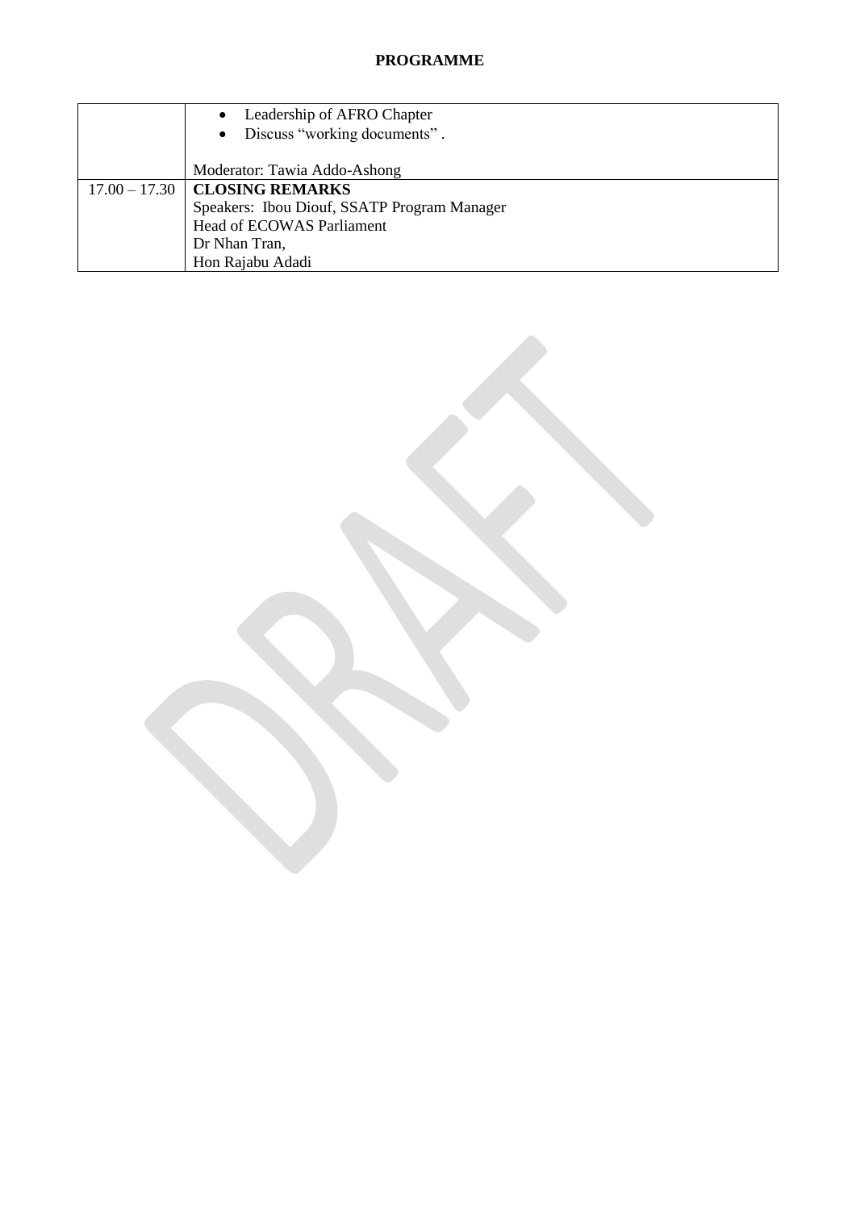**PROGRAMME**

| | |
|---|---|
| | • Leadership of AFRO Chapter<br>• Discuss "working documents" .<br><br>Moderator: Tawia Addo-Ashong |
| 17.00 – 17.30 | **CLOSING REMARKS**<br>Speakers: Ibou Diouf, SSATP Program Manager<br>Head of ECOWAS Parliament<br>Dr Nhan Tran,<br>Hon Rajabu Adadi |